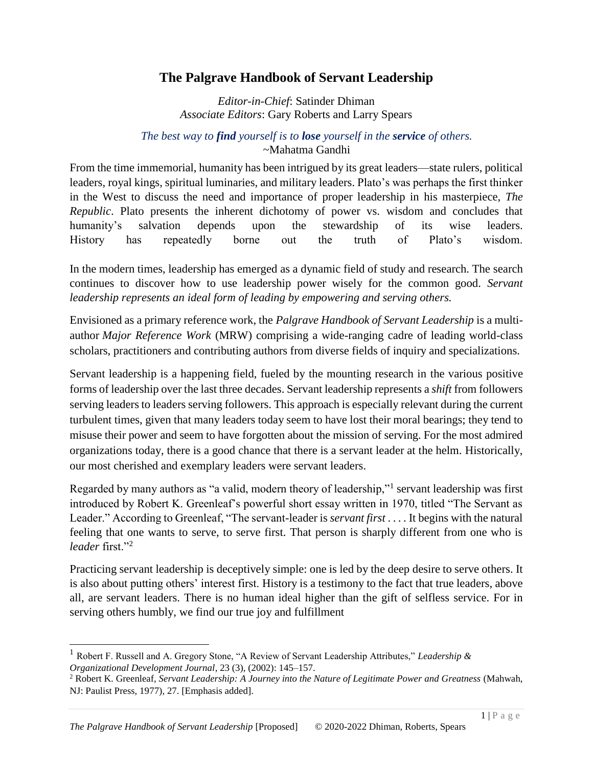# The Palgrave Handbook of Servant Leadership

*Editor-in-Chief*: Satinder Dhiman
*Associate Editors*: Gary Roberts and Larry Spears

*The best way to **find** yourself is to **lose** yourself in the **service** of others.*
~Mahatma Gandhi

From the time immemorial, humanity has been intrigued by its great leaders—state rulers, political leaders, royal kings, spiritual luminaries, and military leaders. Plato's was perhaps the first thinker in the West to discuss the need and importance of proper leadership in his masterpiece, *The Republic*. Plato presents the inherent dichotomy of power vs. wisdom and concludes that humanity's salvation depends upon the stewardship of its wise leaders. History has repeatedly borne out the truth of Plato's wisdom.

In the modern times, leadership has emerged as a dynamic field of study and research. The search continues to discover how to use leadership power wisely for the common good. *Servant leadership represents an ideal form of leading by empowering and serving others.*

Envisioned as a primary reference work, the *Palgrave Handbook of Servant Leadership* is a multi-author *Major Reference Work* (MRW) comprising a wide-ranging cadre of leading world-class scholars, practitioners and contributing authors from diverse fields of inquiry and specializations.

Servant leadership is a happening field, fueled by the mounting research in the various positive forms of leadership over the last three decades. Servant leadership represents a *shift* from followers serving leaders to leaders serving followers. This approach is especially relevant during the current turbulent times, given that many leaders today seem to have lost their moral bearings; they tend to misuse their power and seem to have forgotten about the mission of serving. For the most admired organizations today, there is a good chance that there is a servant leader at the helm. Historically, our most cherished and exemplary leaders were servant leaders.

Regarded by many authors as "a valid, modern theory of leadership,"[1] servant leadership was first introduced by Robert K. Greenleaf's powerful short essay written in 1970, titled "The Servant as Leader." According to Greenleaf, "The servant-leader is *servant first* . . . . It begins with the natural feeling that one wants to serve, to serve first. That person is sharply different from one who is *leader* first."[2]

Practicing servant leadership is deceptively simple: one is led by the deep desire to serve others. It is also about putting others' interest first. History is a testimony to the fact that true leaders, above all, are servant leaders. There is no human ideal higher than the gift of selfless service. For in serving others humbly, we find our true joy and fulfillment

---

[1] Robert F. Russell and A. Gregory Stone, "A Review of Servant Leadership Attributes," *Leadership & Organizational Development Journal*, 23 (3), (2002): 145–157.

[2] Robert K. Greenleaf, *Servant Leadership: A Journey into the Nature of Legitimate Power and Greatness* (Mahwah, NJ: Paulist Press, 1977), 27. [Emphasis added].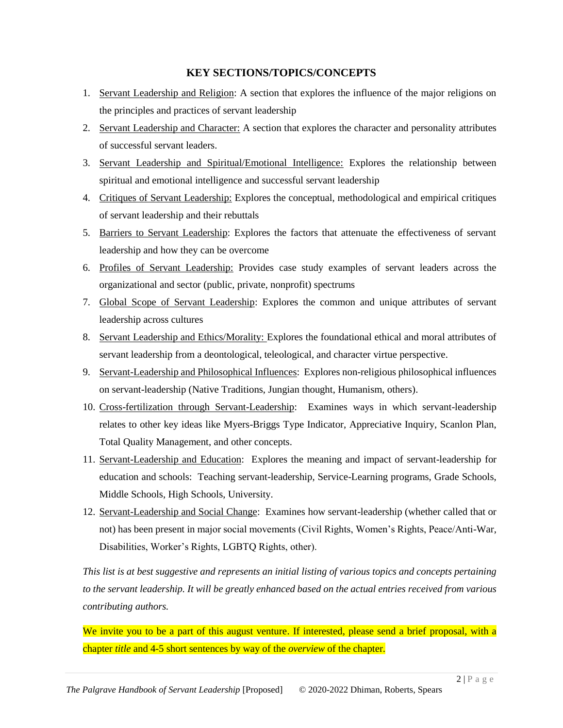**KEY SECTIONS/TOPICS/CONCEPTS**

1. Servant Leadership and Religion: A section that explores the influence of the major religions on the principles and practices of servant leadership
2. Servant Leadership and Character: A section that explores the character and personality attributes of successful servant leaders.
3. Servant Leadership and Spiritual/Emotional Intelligence: Explores the relationship between spiritual and emotional intelligence and successful servant leadership
4. Critiques of Servant Leadership: Explores the conceptual, methodological and empirical critiques of servant leadership and their rebuttals
5. Barriers to Servant Leadership: Explores the factors that attenuate the effectiveness of servant leadership and how they can be overcome
6. Profiles of Servant Leadership: Provides case study examples of servant leaders across the organizational and sector (public, private, nonprofit) spectrums
7. Global Scope of Servant Leadership: Explores the common and unique attributes of servant leadership across cultures
8. Servant Leadership and Ethics/Morality: Explores the foundational ethical and moral attributes of servant leadership from a deontological, teleological, and character virtue perspective.
9. Servant-Leadership and Philosophical Influences: Explores non-religious philosophical influences on servant-leadership (Native Traditions, Jungian thought, Humanism, others).
10. Cross-fertilization through Servant-Leadership: Examines ways in which servant-leadership relates to other key ideas like Myers-Briggs Type Indicator, Appreciative Inquiry, Scanlon Plan, Total Quality Management, and other concepts.
11. Servant-Leadership and Education: Explores the meaning and impact of servant-leadership for education and schools: Teaching servant-leadership, Service-Learning programs, Grade Schools, Middle Schools, High Schools, University.
12. Servant-Leadership and Social Change: Examines how servant-leadership (whether called that or not) has been present in major social movements (Civil Rights, Women's Rights, Peace/Anti-War, Disabilities, Worker's Rights, LGBTQ Rights, other).

*This list is at best suggestive and represents an initial listing of various topics and concepts pertaining to the servant leadership. It will be greatly enhanced based on the actual entries received from various contributing authors.*

We invite you to be a part of this august venture. If interested, please send a brief proposal, with a chapter *title* and 4-5 short sentences by way of the *overview* of the chapter.